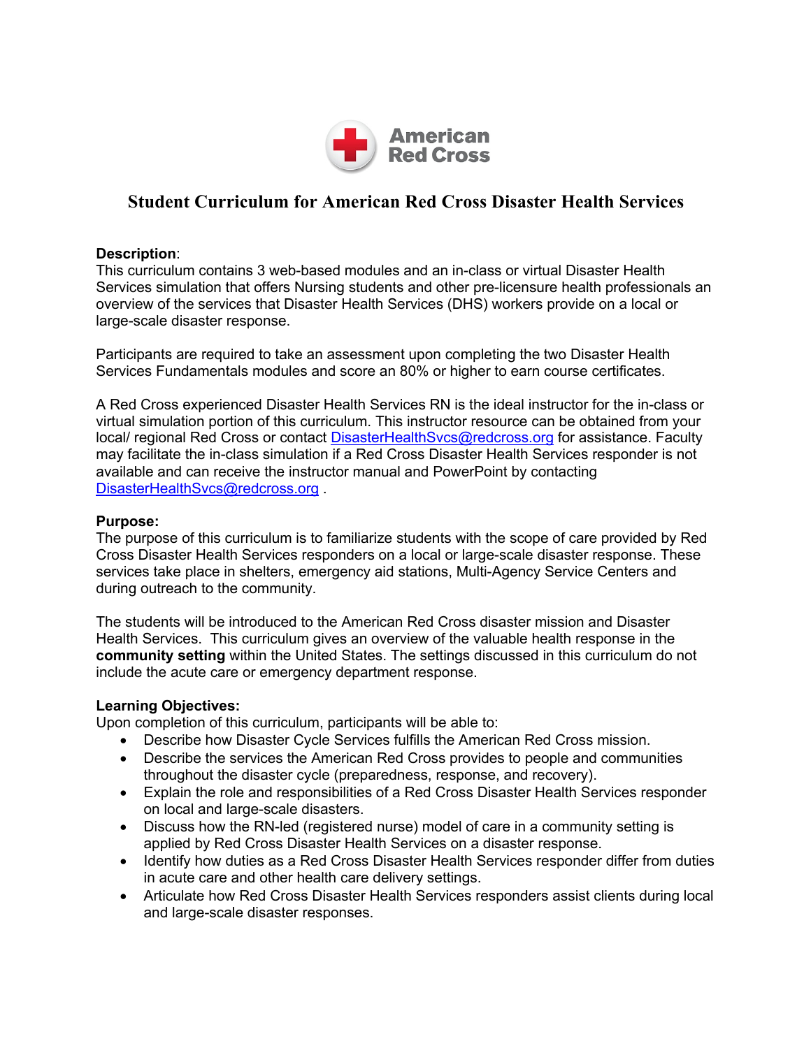American Red Cross

# Student Curriculum for American Red Cross Disaster Health Services

**Description**:
This curriculum contains 3 web-based modules and an in-class or virtual Disaster Health Services simulation that offers Nursing students and other pre-licensure health professionals an overview of the services that Disaster Health Services (DHS) workers provide on a local or large-scale disaster response.

Participants are required to take an assessment upon completing the two Disaster Health Services Fundamentals modules and score an 80% or higher to earn course certificates.

A Red Cross experienced Disaster Health Services RN is the ideal instructor for the in-class or virtual simulation portion of this curriculum. This instructor resource can be obtained from your local/ regional Red Cross or contact DisasterHealthSvcs@redcross.org for assistance. Faculty may facilitate the in-class simulation if a Red Cross Disaster Health Services responder is not available and can receive the instructor manual and PowerPoint by contacting DisasterHealthSvcs@redcross.org .

**Purpose:**
The purpose of this curriculum is to familiarize students with the scope of care provided by Red Cross Disaster Health Services responders on a local or large-scale disaster response. These services take place in shelters, emergency aid stations, Multi-Agency Service Centers and during outreach to the community.

The students will be introduced to the American Red Cross disaster mission and Disaster Health Services. This curriculum gives an overview of the valuable health response in the **community setting** within the United States. The settings discussed in this curriculum do not include the acute care or emergency department response.

**Learning Objectives:**
Upon completion of this curriculum, participants will be able to:

- Describe how Disaster Cycle Services fulfills the American Red Cross mission.
- Describe the services the American Red Cross provides to people and communities throughout the disaster cycle (preparedness, response, and recovery).
- Explain the role and responsibilities of a Red Cross Disaster Health Services responder on local and large-scale disasters.
- Discuss how the RN-led (registered nurse) model of care in a community setting is applied by Red Cross Disaster Health Services on a disaster response.
- Identify how duties as a Red Cross Disaster Health Services responder differ from duties in acute care and other health care delivery settings.
- Articulate how Red Cross Disaster Health Services responders assist clients during local and large-scale disaster responses.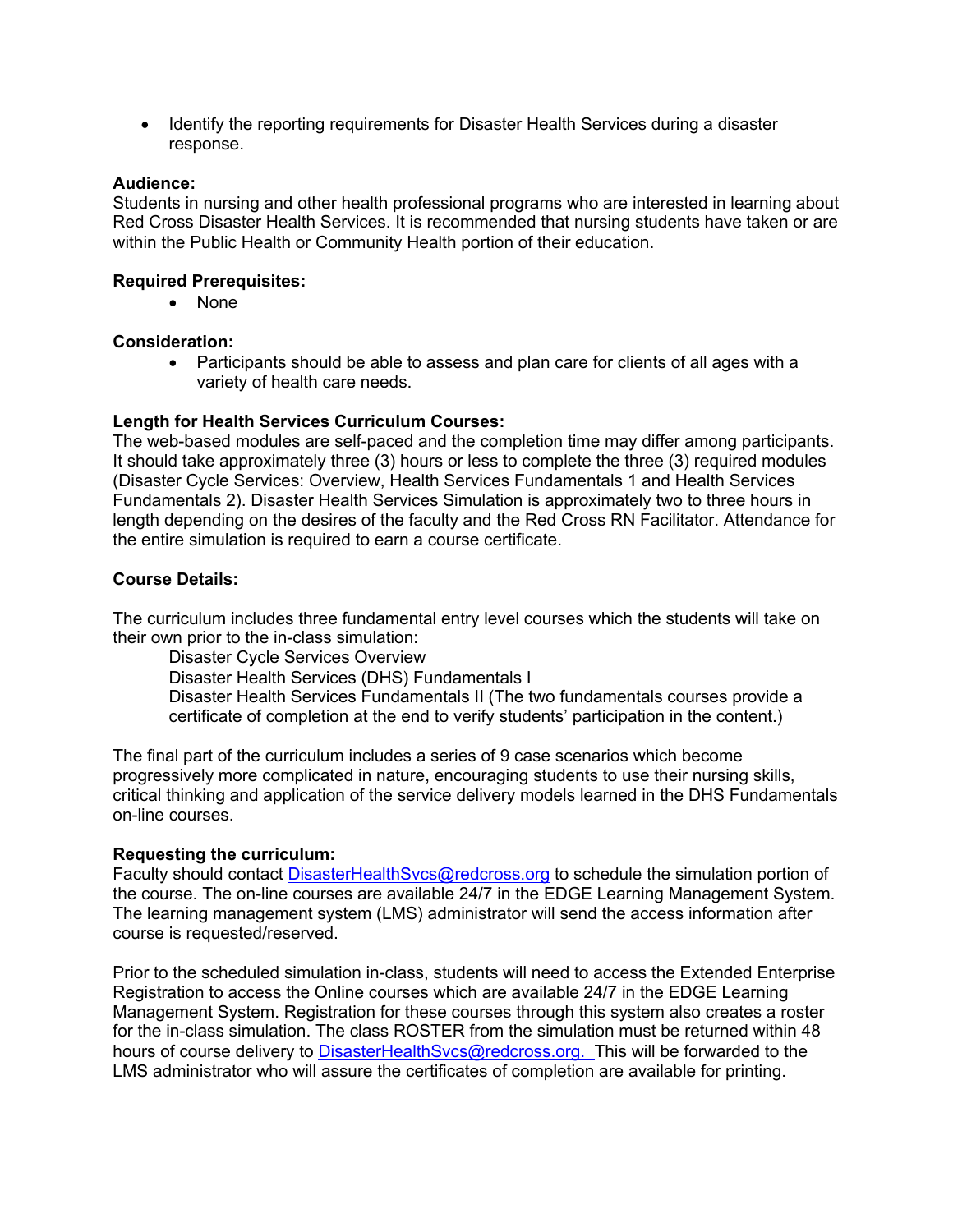- Identify the reporting requirements for Disaster Health Services during a disaster response.

**Audience:**
Students in nursing and other health professional programs who are interested in learning about Red Cross Disaster Health Services. It is recommended that nursing students have taken or are within the Public Health or Community Health portion of their education.

**Required Prerequisites:**

- None

**Consideration:**

- Participants should be able to assess and plan care for clients of all ages with a variety of health care needs.

**Length for Health Services Curriculum Courses:**
The web-based modules are self-paced and the completion time may differ among participants. It should take approximately three (3) hours or less to complete the three (3) required modules (Disaster Cycle Services: Overview, Health Services Fundamentals 1 and Health Services Fundamentals 2). Disaster Health Services Simulation is approximately two to three hours in length depending on the desires of the faculty and the Red Cross RN Facilitator. Attendance for the entire simulation is required to earn a course certificate.

**Course Details:**

The curriculum includes three fundamental entry level courses which the students will take on their own prior to the in-class simulation:

Disaster Cycle Services Overview
Disaster Health Services (DHS) Fundamentals I
Disaster Health Services Fundamentals II (The two fundamentals courses provide a certificate of completion at the end to verify students' participation in the content.)

The final part of the curriculum includes a series of 9 case scenarios which become progressively more complicated in nature, encouraging students to use their nursing skills, critical thinking and application of the service delivery models learned in the DHS Fundamentals on-line courses.

**Requesting the curriculum:**
Faculty should contact DisasterHealthSvcs@redcross.org to schedule the simulation portion of the course. The on-line courses are available 24/7 in the EDGE Learning Management System. The learning management system (LMS) administrator will send the access information after course is requested/reserved.

Prior to the scheduled simulation in-class, students will need to access the Extended Enterprise Registration to access the Online courses which are available 24/7 in the EDGE Learning Management System. Registration for these courses through this system also creates a roster for the in-class simulation. The class ROSTER from the simulation must be returned within 48 hours of course delivery to DisasterHealthSvcs@redcross.org. This will be forwarded to the LMS administrator who will assure the certificates of completion are available for printing.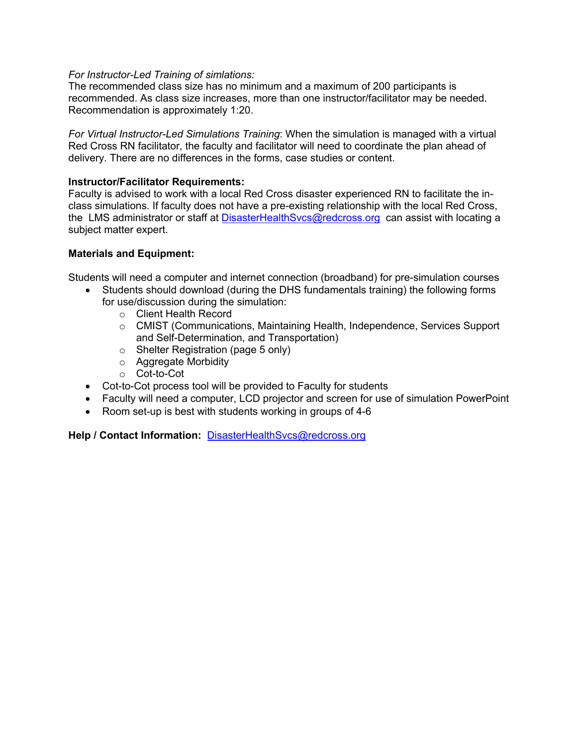*For Instructor-Led Training of simlations:*
The recommended class size has no minimum and a maximum of 200 participants is recommended. As class size increases, more than one instructor/facilitator may be needed. Recommendation is approximately 1:20.

*For Virtual Instructor-Led Simulations Training*: When the simulation is managed with a virtual Red Cross RN facilitator, the faculty and facilitator will need to coordinate the plan ahead of delivery. There are no differences in the forms, case studies or content.

**Instructor/Facilitator Requirements:**
Faculty is advised to work with a local Red Cross disaster experienced RN to facilitate the in-class simulations. If faculty does not have a pre-existing relationship with the local Red Cross, the LMS administrator or staff at DisasterHealthSvcs@redcross.org can assist with locating a subject matter expert.

**Materials and Equipment:**

Students will need a computer and internet connection (broadband) for pre-simulation courses

- Students should download (during the DHS fundamentals training) the following forms for use/discussion during the simulation:
  - Client Health Record
  - CMIST (Communications, Maintaining Health, Independence, Services Support and Self-Determination, and Transportation)
  - Shelter Registration (page 5 only)
  - Aggregate Morbidity
  - Cot-to-Cot
- Cot-to-Cot process tool will be provided to Faculty for students
- Faculty will need a computer, LCD projector and screen for use of simulation PowerPoint
- Room set-up is best with students working in groups of 4-6

**Help / Contact Information:** DisasterHealthSvcs@redcross.org